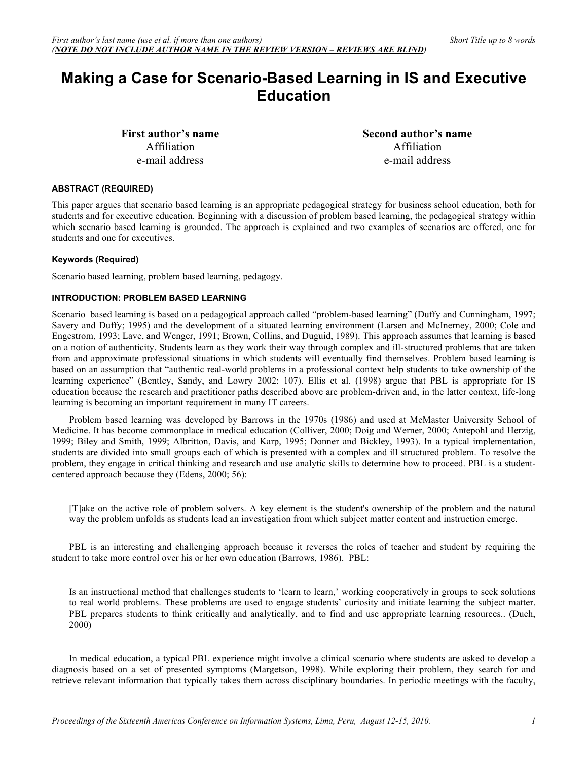# Making a Case for Scenario-Based Learning in IS and Executive Education

**First author's name**
Affiliation
e-mail address

**Second author's name**
Affiliation
e-mail address

#### ABSTRACT (REQUIRED)

This paper argues that scenario based learning is an appropriate pedagogical strategy for business school education, both for students and for executive education. Beginning with a discussion of problem based learning, the pedagogical strategy within which scenario based learning is grounded. The approach is explained and two examples of scenarios are offered, one for students and one for executives.

#### Keywords (Required)

Scenario based learning, problem based learning, pedagogy.

#### INTRODUCTION: PROBLEM BASED LEARNING

Scenario–based learning is based on a pedagogical approach called "problem-based learning" (Duffy and Cunningham, 1997; Savery and Duffy; 1995) and the development of a situated learning environment (Larsen and McInerney, 2000; Cole and Engestrom, 1993; Lave, and Wenger, 1991; Brown, Collins, and Duguid, 1989). This approach assumes that learning is based on a notion of authenticity. Students learn as they work their way through complex and ill-structured problems that are taken from and approximate professional situations in which students will eventually find themselves. Problem based learning is based on an assumption that "authentic real-world problems in a professional context help students to take ownership of the learning experience" (Bentley, Sandy, and Lowry 2002: 107). Ellis et al. (1998) argue that PBL is appropriate for IS education because the research and practitioner paths described above are problem-driven and, in the latter context, life-long learning is becoming an important requirement in many IT careers.

Problem based learning was developed by Barrows in the 1970s (1986) and used at McMaster University School of Medicine. It has become commonplace in medical education (Colliver, 2000; Doig and Werner, 2000; Antepohl and Herzig, 1999; Biley and Smith, 1999; Albritton, Davis, and Karp, 1995; Donner and Bickley, 1993). In a typical implementation, students are divided into small groups each of which is presented with a complex and ill structured problem. To resolve the problem, they engage in critical thinking and research and use analytic skills to determine how to proceed. PBL is a student-centered approach because they (Edens, 2000; 56):

> [T]ake on the active role of problem solvers. A key element is the student's ownership of the problem and the natural way the problem unfolds as students lead an investigation from which subject matter content and instruction emerge.

PBL is an interesting and challenging approach because it reverses the roles of teacher and student by requiring the student to take more control over his or her own education (Barrows, 1986). PBL:

> Is an instructional method that challenges students to 'learn to learn,' working cooperatively in groups to seek solutions to real world problems. These problems are used to engage students' curiosity and initiate learning the subject matter. PBL prepares students to think critically and analytically, and to find and use appropriate learning resources.. (Duch, 2000)

In medical education, a typical PBL experience might involve a clinical scenario where students are asked to develop a diagnosis based on a set of presented symptoms (Margetson, 1998). While exploring their problem, they search for and retrieve relevant information that typically takes them across disciplinary boundaries. In periodic meetings with the faculty,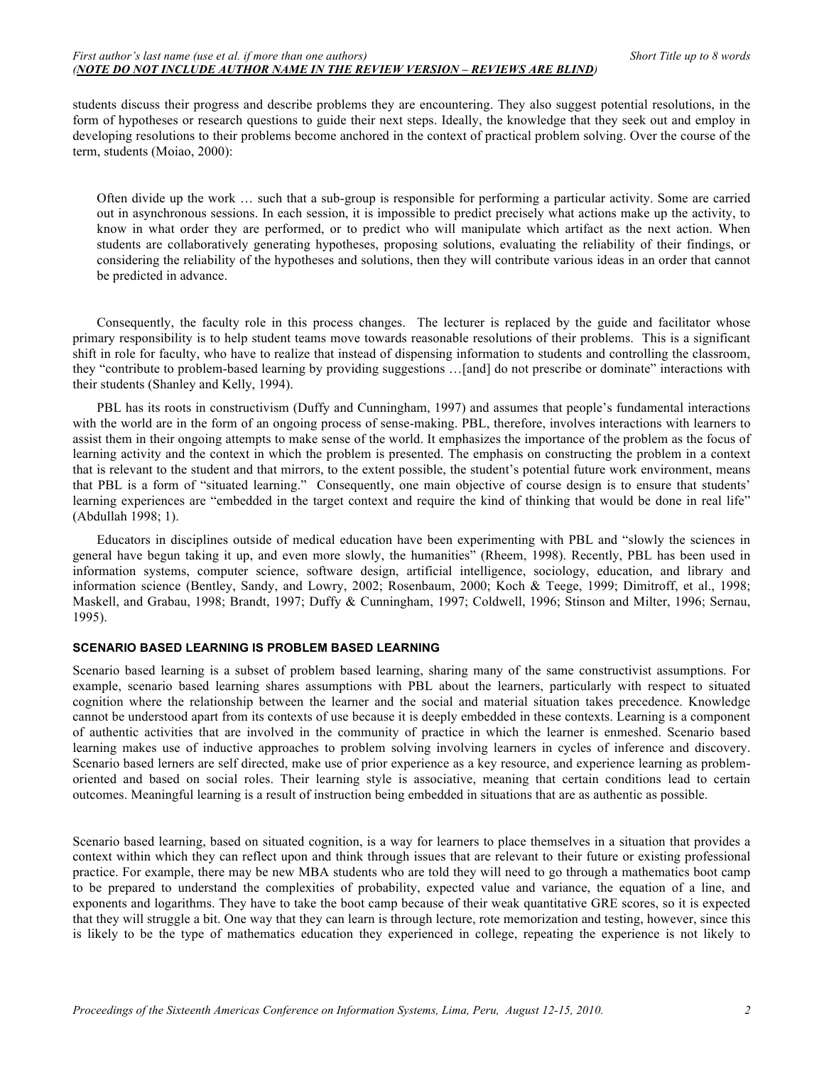students discuss their progress and describe problems they are encountering. They also suggest potential resolutions, in the form of hypotheses or research questions to guide their next steps. Ideally, the knowledge that they seek out and employ in developing resolutions to their problems become anchored in the context of practical problem solving. Over the course of the term, students (Moiao, 2000):

> Often divide up the work … such that a sub-group is responsible for performing a particular activity. Some are carried out in asynchronous sessions. In each session, it is impossible to predict precisely what actions make up the activity, to know in what order they are performed, or to predict who will manipulate which artifact as the next action. When students are collaboratively generating hypotheses, proposing solutions, evaluating the reliability of their findings, or considering the reliability of the hypotheses and solutions, then they will contribute various ideas in an order that cannot be predicted in advance.

Consequently, the faculty role in this process changes. The lecturer is replaced by the guide and facilitator whose primary responsibility is to help student teams move towards reasonable resolutions of their problems. This is a significant shift in role for faculty, who have to realize that instead of dispensing information to students and controlling the classroom, they "contribute to problem-based learning by providing suggestions …[and] do not prescribe or dominate" interactions with their students (Shanley and Kelly, 1994).

PBL has its roots in constructivism (Duffy and Cunningham, 1997) and assumes that people's fundamental interactions with the world are in the form of an ongoing process of sense-making. PBL, therefore, involves interactions with learners to assist them in their ongoing attempts to make sense of the world. It emphasizes the importance of the problem as the focus of learning activity and the context in which the problem is presented. The emphasis on constructing the problem in a context that is relevant to the student and that mirrors, to the extent possible, the student's potential future work environment, means that PBL is a form of "situated learning." Consequently, one main objective of course design is to ensure that students' learning experiences are "embedded in the target context and require the kind of thinking that would be done in real life" (Abdullah 1998; 1).

Educators in disciplines outside of medical education have been experimenting with PBL and "slowly the sciences in general have begun taking it up, and even more slowly, the humanities" (Rheem, 1998). Recently, PBL has been used in information systems, computer science, software design, artificial intelligence, sociology, education, and library and information science (Bentley, Sandy, and Lowry, 2002; Rosenbaum, 2000; Koch & Teege, 1999; Dimitroff, et al., 1998; Maskell, and Grabau, 1998; Brandt, 1997; Duffy & Cunningham, 1997; Coldwell, 1996; Stinson and Milter, 1996; Sernau, 1995).

## SCENARIO BASED LEARNING IS PROBLEM BASED LEARNING

Scenario based learning is a subset of problem based learning, sharing many of the same constructivist assumptions. For example, scenario based learning shares assumptions with PBL about the learners, particularly with respect to situated cognition where the relationship between the learner and the social and material situation takes precedence. Knowledge cannot be understood apart from its contexts of use because it is deeply embedded in these contexts. Learning is a component of authentic activities that are involved in the community of practice in which the learner is enmeshed. Scenario based learning makes use of inductive approaches to problem solving involving learners in cycles of inference and discovery. Scenario based lerners are self directed, make use of prior experience as a key resource, and experience learning as problem-oriented and based on social roles. Their learning style is associative, meaning that certain conditions lead to certain outcomes. Meaningful learning is a result of instruction being embedded in situations that are as authentic as possible.

Scenario based learning, based on situated cognition, is a way for learners to place themselves in a situation that provides a context within which they can reflect upon and think through issues that are relevant to their future or existing professional practice. For example, there may be new MBA students who are told they will need to go through a mathematics boot camp to be prepared to understand the complexities of probability, expected value and variance, the equation of a line, and exponents and logarithms. They have to take the boot camp because of their weak quantitative GRE scores, so it is expected that they will struggle a bit. One way that they can learn is through lecture, rote memorization and testing, however, since this is likely to be the type of mathematics education they experienced in college, repeating the experience is not likely to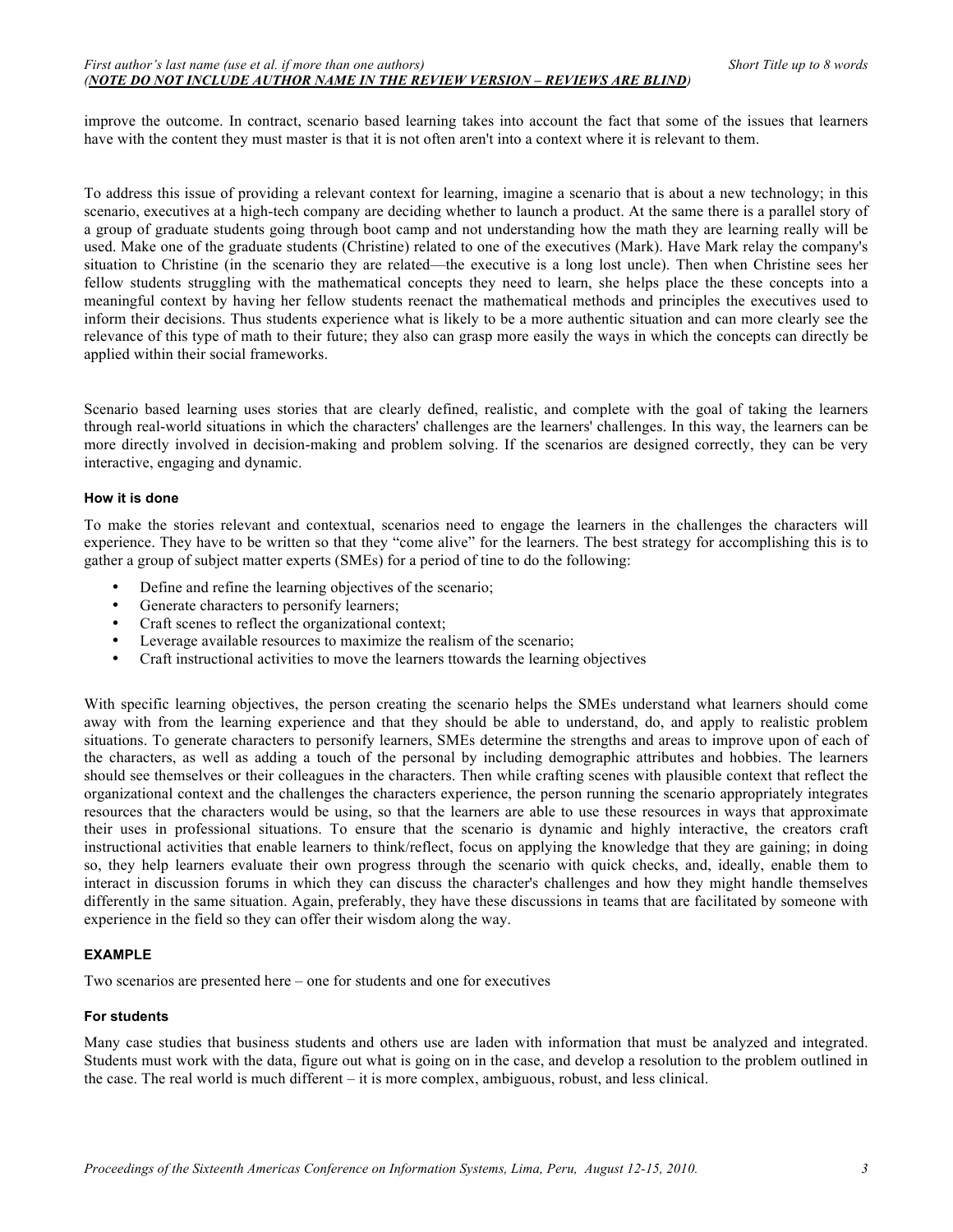improve the outcome. In contract, scenario based learning takes into account the fact that some of the issues that learners have with the content they must master is that it is not often aren't into a context where it is relevant to them.

To address this issue of providing a relevant context for learning, imagine a scenario that is about a new technology; in this scenario, executives at a high-tech company are deciding whether to launch a product. At the same there is a parallel story of a group of graduate students going through boot camp and not understanding how the math they are learning really will be used. Make one of the graduate students (Christine) related to one of the executives (Mark). Have Mark relay the company's situation to Christine (in the scenario they are related—the executive is a long lost uncle). Then when Christine sees her fellow students struggling with the mathematical concepts they need to learn, she helps place the these concepts into a meaningful context by having her fellow students reenact the mathematical methods and principles the executives used to inform their decisions. Thus students experience what is likely to be a more authentic situation and can more clearly see the relevance of this type of math to their future; they also can grasp more easily the ways in which the concepts can directly be applied within their social frameworks.

Scenario based learning uses stories that are clearly defined, realistic, and complete with the goal of taking the learners through real-world situations in which the characters' challenges are the learners' challenges. In this way, the learners can be more directly involved in decision-making and problem solving. If the scenarios are designed correctly, they can be very interactive, engaging and dynamic.

#### How it is done

To make the stories relevant and contextual, scenarios need to engage the learners in the challenges the characters will experience. They have to be written so that they "come alive" for the learners. The best strategy for accomplishing this is to gather a group of subject matter experts (SMEs) for a period of tine to do the following:

- Define and refine the learning objectives of the scenario;
- Generate characters to personify learners;
- Craft scenes to reflect the organizational context;
- Leverage available resources to maximize the realism of the scenario;
- Craft instructional activities to move the learners ttowards the learning objectives

With specific learning objectives, the person creating the scenario helps the SMEs understand what learners should come away with from the learning experience and that they should be able to understand, do, and apply to realistic problem situations. To generate characters to personify learners, SMEs determine the strengths and areas to improve upon of each of the characters, as well as adding a touch of the personal by including demographic attributes and hobbies. The learners should see themselves or their colleagues in the characters. Then while crafting scenes with plausible context that reflect the organizational context and the challenges the characters experience, the person running the scenario appropriately integrates resources that the characters would be using, so that the learners are able to use these resources in ways that approximate their uses in professional situations. To ensure that the scenario is dynamic and highly interactive, the creators craft instructional activities that enable learners to think/reflect, focus on applying the knowledge that they are gaining; in doing so, they help learners evaluate their own progress through the scenario with quick checks, and, ideally, enable them to interact in discussion forums in which they can discuss the character's challenges and how they might handle themselves differently in the same situation. Again, preferably, they have these discussions in teams that are facilitated by someone with experience in the field so they can offer their wisdom along the way.

### EXAMPLE

Two scenarios are presented here – one for students and one for executives

#### For students

Many case studies that business students and others use are laden with information that must be analyzed and integrated. Students must work with the data, figure out what is going on in the case, and develop a resolution to the problem outlined in the case. The real world is much different – it is more complex, ambiguous, robust, and less clinical.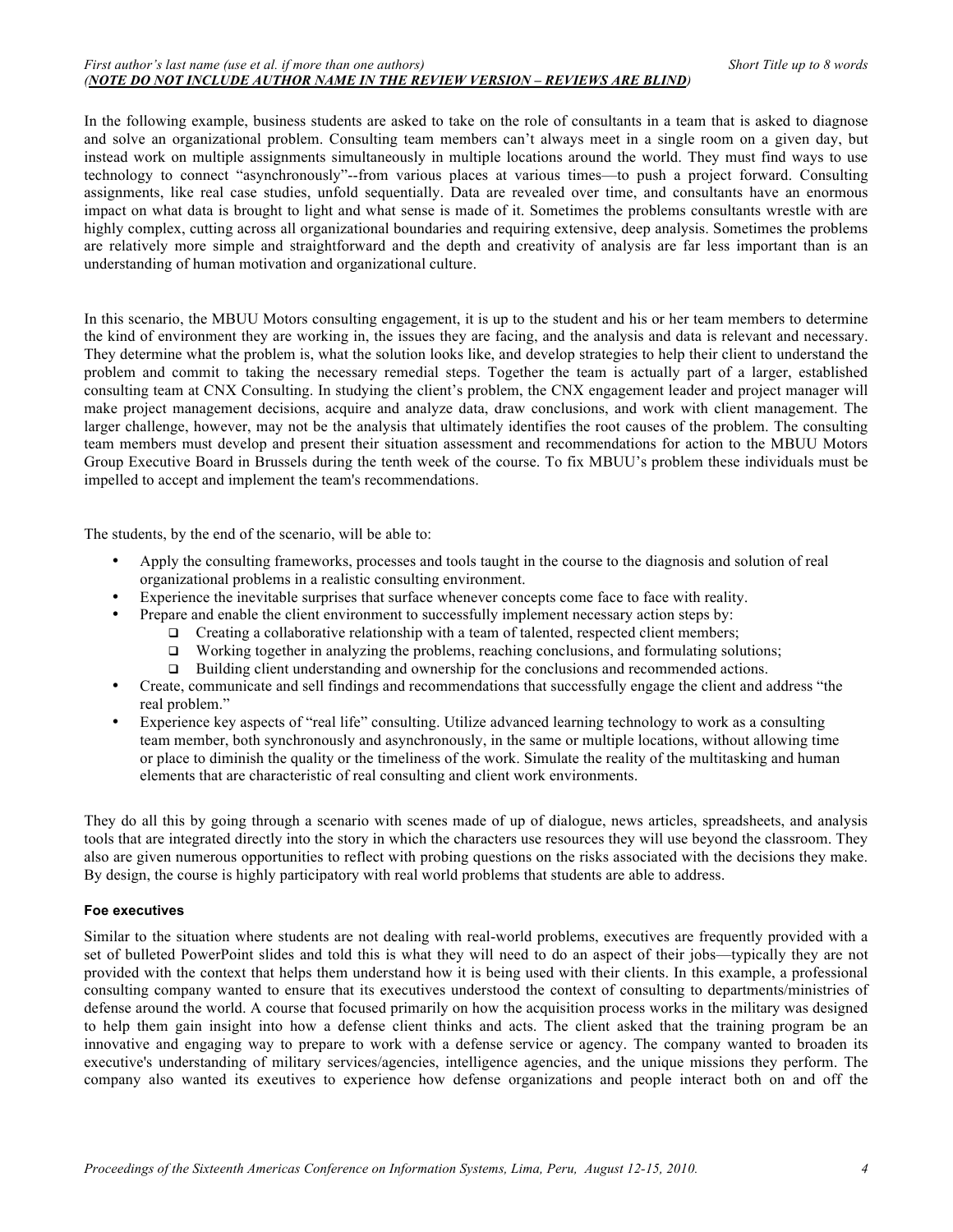In the following example, business students are asked to take on the role of consultants in a team that is asked to diagnose and solve an organizational problem. Consulting team members can't always meet in a single room on a given day, but instead work on multiple assignments simultaneously in multiple locations around the world. They must find ways to use technology to connect "asynchronously"--from various places at various times—to push a project forward. Consulting assignments, like real case studies, unfold sequentially. Data are revealed over time, and consultants have an enormous impact on what data is brought to light and what sense is made of it. Sometimes the problems consultants wrestle with are highly complex, cutting across all organizational boundaries and requiring extensive, deep analysis. Sometimes the problems are relatively more simple and straightforward and the depth and creativity of analysis are far less important than is an understanding of human motivation and organizational culture.

In this scenario, the MBUU Motors consulting engagement, it is up to the student and his or her team members to determine the kind of environment they are working in, the issues they are facing, and the analysis and data is relevant and necessary. They determine what the problem is, what the solution looks like, and develop strategies to help their client to understand the problem and commit to taking the necessary remedial steps. Together the team is actually part of a larger, established consulting team at CNX Consulting. In studying the client's problem, the CNX engagement leader and project manager will make project management decisions, acquire and analyze data, draw conclusions, and work with client management. The larger challenge, however, may not be the analysis that ultimately identifies the root causes of the problem. The consulting team members must develop and present their situation assessment and recommendations for action to the MBUU Motors Group Executive Board in Brussels during the tenth week of the course. To fix MBUU's problem these individuals must be impelled to accept and implement the team's recommendations.

The students, by the end of the scenario, will be able to:

- Apply the consulting frameworks, processes and tools taught in the course to the diagnosis and solution of real organizational problems in a realistic consulting environment.
- Experience the inevitable surprises that surface whenever concepts come face to face with reality.
- Prepare and enable the client environment to successfully implement necessary action steps by:
  - Creating a collaborative relationship with a team of talented, respected client members;
  - Working together in analyzing the problems, reaching conclusions, and formulating solutions;
  - Building client understanding and ownership for the conclusions and recommended actions.
- Create, communicate and sell findings and recommendations that successfully engage the client and address "the real problem."
- Experience key aspects of "real life" consulting. Utilize advanced learning technology to work as a consulting team member, both synchronously and asynchronously, in the same or multiple locations, without allowing time or place to diminish the quality or the timeliness of the work. Simulate the reality of the multitasking and human elements that are characteristic of real consulting and client work environments.

They do all this by going through a scenario with scenes made of up of dialogue, news articles, spreadsheets, and analysis tools that are integrated directly into the story in which the characters use resources they will use beyond the classroom. They also are given numerous opportunities to reflect with probing questions on the risks associated with the decisions they make. By design, the course is highly participatory with real world problems that students are able to address.

#### Foe executives

Similar to the situation where students are not dealing with real-world problems, executives are frequently provided with a set of bulleted PowerPoint slides and told this is what they will need to do an aspect of their jobs—typically they are not provided with the context that helps them understand how it is being used with their clients. In this example, a professional consulting company wanted to ensure that its executives understood the context of consulting to departments/ministries of defense around the world. A course that focused primarily on how the acquisition process works in the military was designed to help them gain insight into how a defense client thinks and acts. The client asked that the training program be an innovative and engaging way to prepare to work with a defense service or agency. The company wanted to broaden its executive's understanding of military services/agencies, intelligence agencies, and the unique missions they perform. The company also wanted its exeutives to experience how defense organizations and people interact both on and off the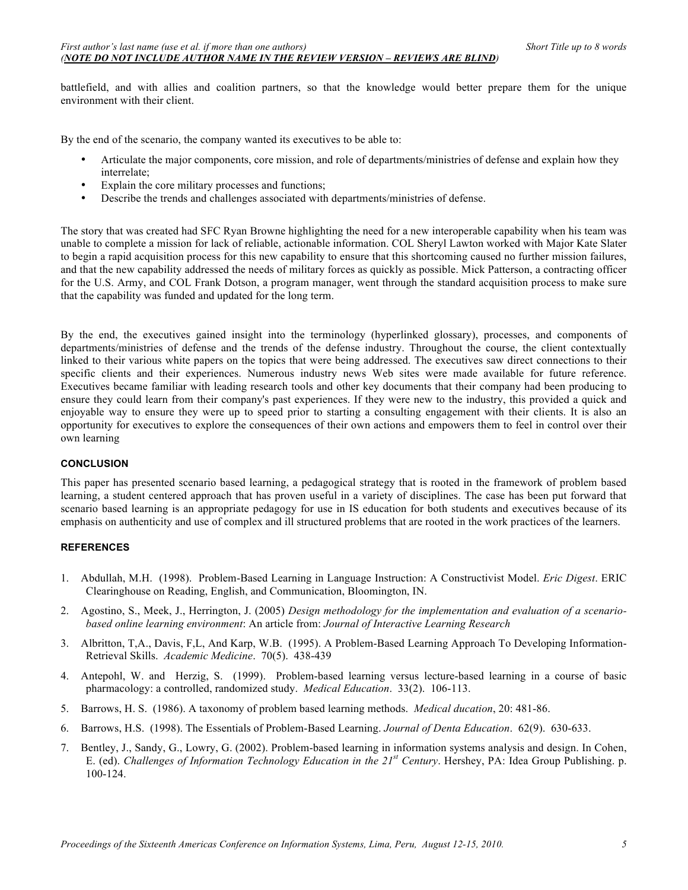battlefield, and with allies and coalition partners, so that the knowledge would better prepare them for the unique environment with their client.

By the end of the scenario, the company wanted its executives to be able to:

- Articulate the major components, core mission, and role of departments/ministries of defense and explain how they interrelate;
- Explain the core military processes and functions;
- Describe the trends and challenges associated with departments/ministries of defense.

The story that was created had SFC Ryan Browne highlighting the need for a new interoperable capability when his team was unable to complete a mission for lack of reliable, actionable information. COL Sheryl Lawton worked with Major Kate Slater to begin a rapid acquisition process for this new capability to ensure that this shortcoming caused no further mission failures, and that the new capability addressed the needs of military forces as quickly as possible. Mick Patterson, a contracting officer for the U.S. Army, and COL Frank Dotson, a program manager, went through the standard acquisition process to make sure that the capability was funded and updated for the long term.

By the end, the executives gained insight into the terminology (hyperlinked glossary), processes, and components of departments/ministries of defense and the trends of the defense industry. Throughout the course, the client contextually linked to their various white papers on the topics that were being addressed. The executives saw direct connections to their specific clients and their experiences. Numerous industry news Web sites were made available for future reference. Executives became familiar with leading research tools and other key documents that their company had been producing to ensure they could learn from their company's past experiences. If they were new to the industry, this provided a quick and enjoyable way to ensure they were up to speed prior to starting a consulting engagement with their clients. It is also an opportunity for executives to explore the consequences of their own actions and empowers them to feel in control over their own learning

## CONCLUSION

This paper has presented scenario based learning, a pedagogical strategy that is rooted in the framework of problem based learning, a student centered approach that has proven useful in a variety of disciplines. The case has been put forward that scenario based learning is an appropriate pedagogy for use in IS education for both students and executives because of its emphasis on authenticity and use of complex and ill structured problems that are rooted in the work practices of the learners.

## REFERENCES

1. Abdullah, M.H. (1998). Problem-Based Learning in Language Instruction: A Constructivist Model. *Eric Digest*. ERIC Clearinghouse on Reading, English, and Communication, Bloomington, IN.
2. Agostino, S., Meek, J., Herrington, J. (2005) *Design methodology for the implementation and evaluation of a scenario-based online learning environment*: An article from: *Journal of Interactive Learning Research*
3. Albritton, T,A., Davis, F,L, And Karp, W.B. (1995). A Problem-Based Learning Approach To Developing Information-Retrieval Skills. *Academic Medicine*. 70(5). 438-439
4. Antepohl, W. and Herzig, S. (1999). Problem-based learning versus lecture-based learning in a course of basic pharmacology: a controlled, randomized study. *Medical Education*. 33(2). 106-113.
5. Barrows, H. S. (1986). A taxonomy of problem based learning methods. *Medical ducation*, 20: 481-86.
6. Barrows, H.S. (1998). The Essentials of Problem-Based Learning. *Journal of Denta Education*. 62(9). 630-633.
7. Bentley, J., Sandy, G., Lowry, G. (2002). Problem-based learning in information systems analysis and design. In Cohen, E. (ed). *Challenges of Information Technology Education in the 21st Century*. Hershey, PA: Idea Group Publishing. p. 100-124.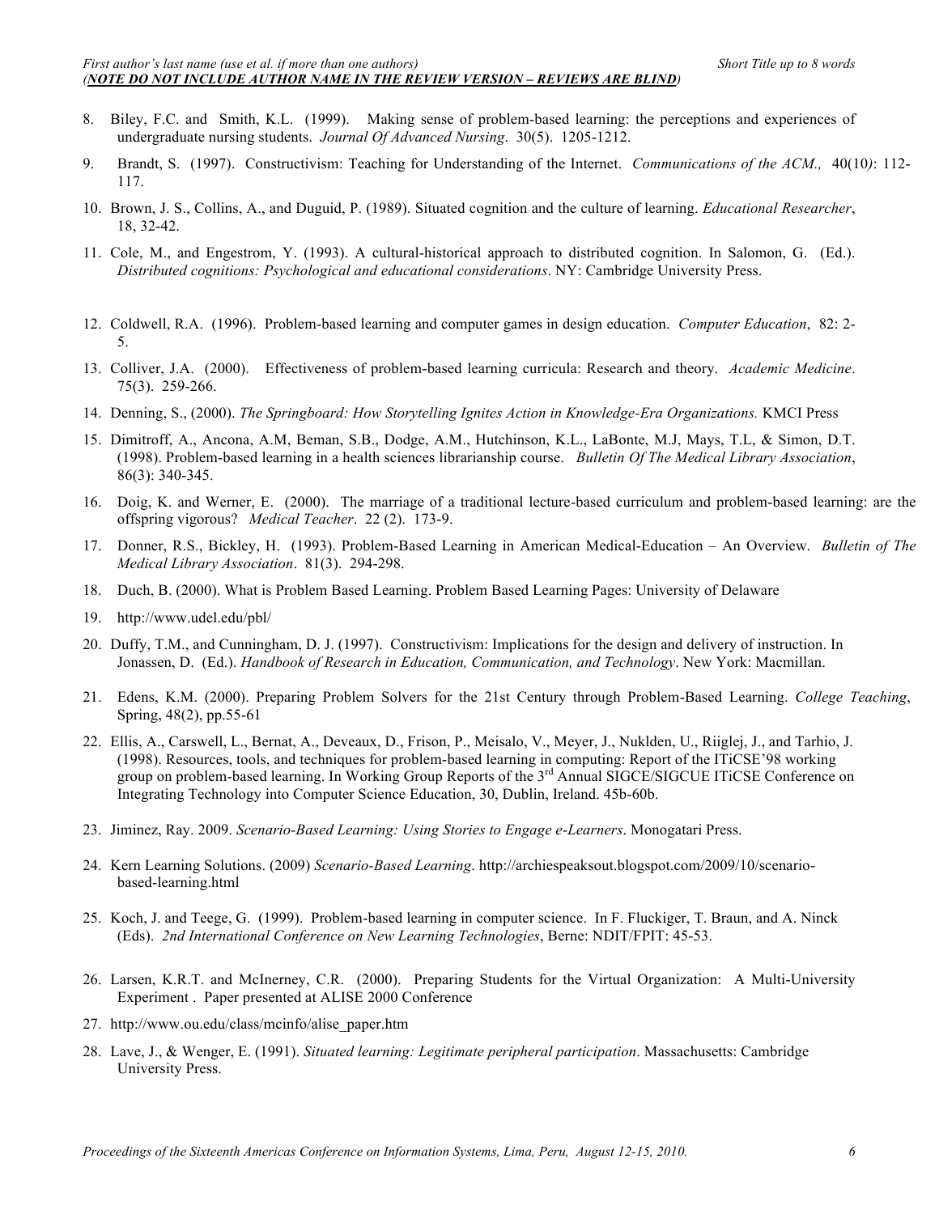8. Biley, F.C. and Smith, K.L. (1999). Making sense of problem-based learning: the perceptions and experiences of undergraduate nursing students. *Journal Of Advanced Nursing*. 30(5). 1205-1212.

9. Brandt, S. (1997). Constructivism: Teaching for Understanding of the Internet. *Communications of the ACM.,* 40(10*)*: 112-117.

10. Brown, J. S., Collins, A., and Duguid, P. (1989). Situated cognition and the culture of learning. *Educational Researcher*, 18, 32-42.

11. Cole, M., and Engestrom, Y. (1993). A cultural-historical approach to distributed cognition. In Salomon, G. (Ed.). *Distributed cognitions: Psychological and educational considerations*. NY: Cambridge University Press.

12. Coldwell, R.A. (1996). Problem-based learning and computer games in design education. *Computer Education*, 82: 2-5.

13. Colliver, J.A. (2000). Effectiveness of problem-based learning curricula: Research and theory. *Academic Medicine*. 75(3). 259-266.

14. Denning, S., (2000). *The Springboard: How Storytelling Ignites Action in Knowledge-Era Organizations.* KMCI Press

15. Dimitroff, A., Ancona, A.M, Beman, S.B., Dodge, A.M., Hutchinson, K.L., LaBonte, M.J, Mays, T.L, & Simon, D.T. (1998). Problem-based learning in a health sciences librarianship course. *Bulletin Of The Medical Library Association*, 86(3): 340-345.

16. Doig, K. and Werner, E. (2000). The marriage of a traditional lecture-based curriculum and problem-based learning: are the offspring vigorous? *Medical Teacher*. 22 (2). 173-9.

17. Donner, R.S., Bickley, H. (1993). Problem-Based Learning in American Medical-Education – An Overview. *Bulletin of The Medical Library Association*. 81(3). 294-298.

18. Duch, B. (2000). What is Problem Based Learning. Problem Based Learning Pages: University of Delaware

19. http://www.udel.edu/pbl/

20. Duffy, T.M., and Cunningham, D. J. (1997). Constructivism: Implications for the design and delivery of instruction. In Jonassen, D. (Ed.). *Handbook of Research in Education, Communication, and Technology*. New York: Macmillan.

21. Edens, K.M. (2000). Preparing Problem Solvers for the 21st Century through Problem-Based Learning. *College Teaching*, Spring, 48(2), pp.55-61

22. Ellis, A., Carswell, L., Bernat, A., Deveaux, D., Frison, P., Meisalo, V., Meyer, J., Nuklden, U., Riiglej, J., and Tarhio, J. (1998). Resources, tools, and techniques for problem-based learning in computing: Report of the ITiCSE'98 working group on problem-based learning. In Working Group Reports of the 3rd Annual SIGCE/SIGCUE ITiCSE Conference on Integrating Technology into Computer Science Education, 30, Dublin, Ireland. 45b-60b.

23. Jiminez, Ray. 2009. *Scenario-Based Learning: Using Stories to Engage e-Learners*. Monogatari Press.

24. Kern Learning Solutions. (2009) *Scenario-Based Learning*. http://archiespeaksout.blogspot.com/2009/10/scenario-based-learning.html

25. Koch, J. and Teege, G. (1999). Problem-based learning in computer science. In F. Fluckiger, T. Braun, and A. Ninck (Eds). *2nd International Conference on New Learning Technologies*, Berne: NDIT/FPIT: 45-53.

26. Larsen, K.R.T. and McInerney, C.R. (2000). Preparing Students for the Virtual Organization: A Multi-University Experiment . Paper presented at ALISE 2000 Conference

27. http://www.ou.edu/class/mcinfo/alise_paper.htm

28. Lave, J., & Wenger, E. (1991). *Situated learning: Legitimate peripheral participation*. Massachusetts: Cambridge University Press.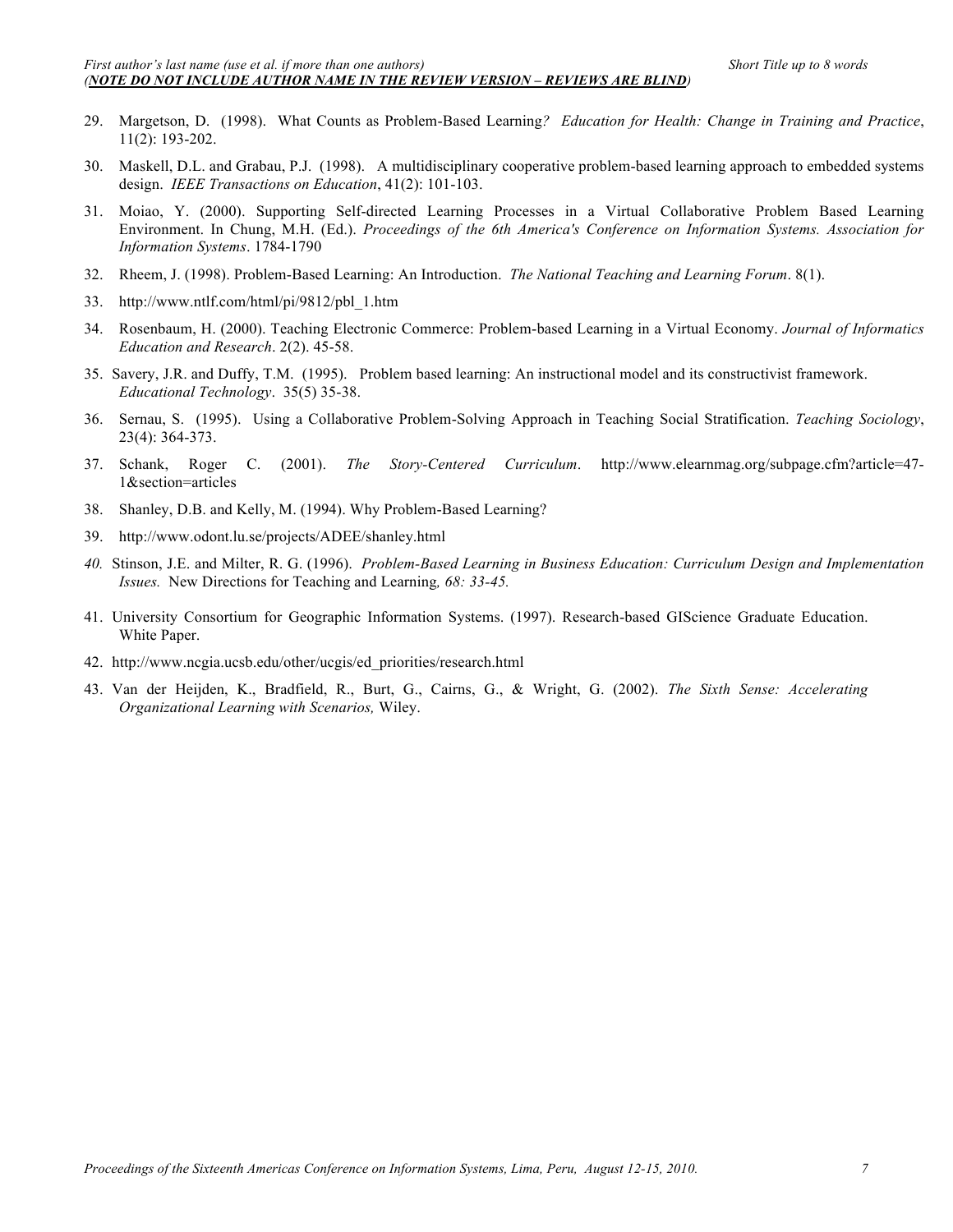29. Margetson, D. (1998). What Counts as Problem-Based Learning*? Education for Health: Change in Training and Practice*, 11(2): 193-202.

30. Maskell, D.L. and Grabau, P.J. (1998). A multidisciplinary cooperative problem-based learning approach to embedded systems design. *IEEE Transactions on Education*, 41(2): 101-103.

31. Moiao, Y. (2000). Supporting Self-directed Learning Processes in a Virtual Collaborative Problem Based Learning Environment. In Chung, M.H. (Ed.). *Proceedings of the 6th America's Conference on Information Systems. Association for Information Systems*. 1784-1790

32. Rheem, J. (1998). Problem-Based Learning: An Introduction. *The National Teaching and Learning Forum*. 8(1).

33. http://www.ntlf.com/html/pi/9812/pbl_1.htm

34. Rosenbaum, H. (2000). Teaching Electronic Commerce: Problem-based Learning in a Virtual Economy. *Journal of Informatics Education and Research*. 2(2). 45-58.

35. Savery, J.R. and Duffy, T.M. (1995). Problem based learning: An instructional model and its constructivist framework. *Educational Technology*. 35(5) 35-38.

36. Sernau, S. (1995). Using a Collaborative Problem-Solving Approach in Teaching Social Stratification. *Teaching Sociology*, 23(4): 364-373.

37. Schank, Roger C. (2001). *The Story-Centered Curriculum*. http://www.elearnmag.org/subpage.cfm?article=47-1&section=articles

38. Shanley, D.B. and Kelly, M. (1994). Why Problem-Based Learning?

39. http://www.odont.lu.se/projects/ADEE/shanley.html

40. Stinson, J.E. and Milter, R. G. (1996). *Problem-Based Learning in Business Education: Curriculum Design and Implementation Issues.* New Directions for Teaching and Learning*, 68: 33-45.*

41. University Consortium for Geographic Information Systems. (1997). Research-based GIScience Graduate Education. White Paper.

42. http://www.ncgia.ucsb.edu/other/ucgis/ed_priorities/research.html

43. Van der Heijden, K., Bradfield, R., Burt, G., Cairns, G., & Wright, G. (2002). *The Sixth Sense: Accelerating Organizational Learning with Scenarios,* Wiley.